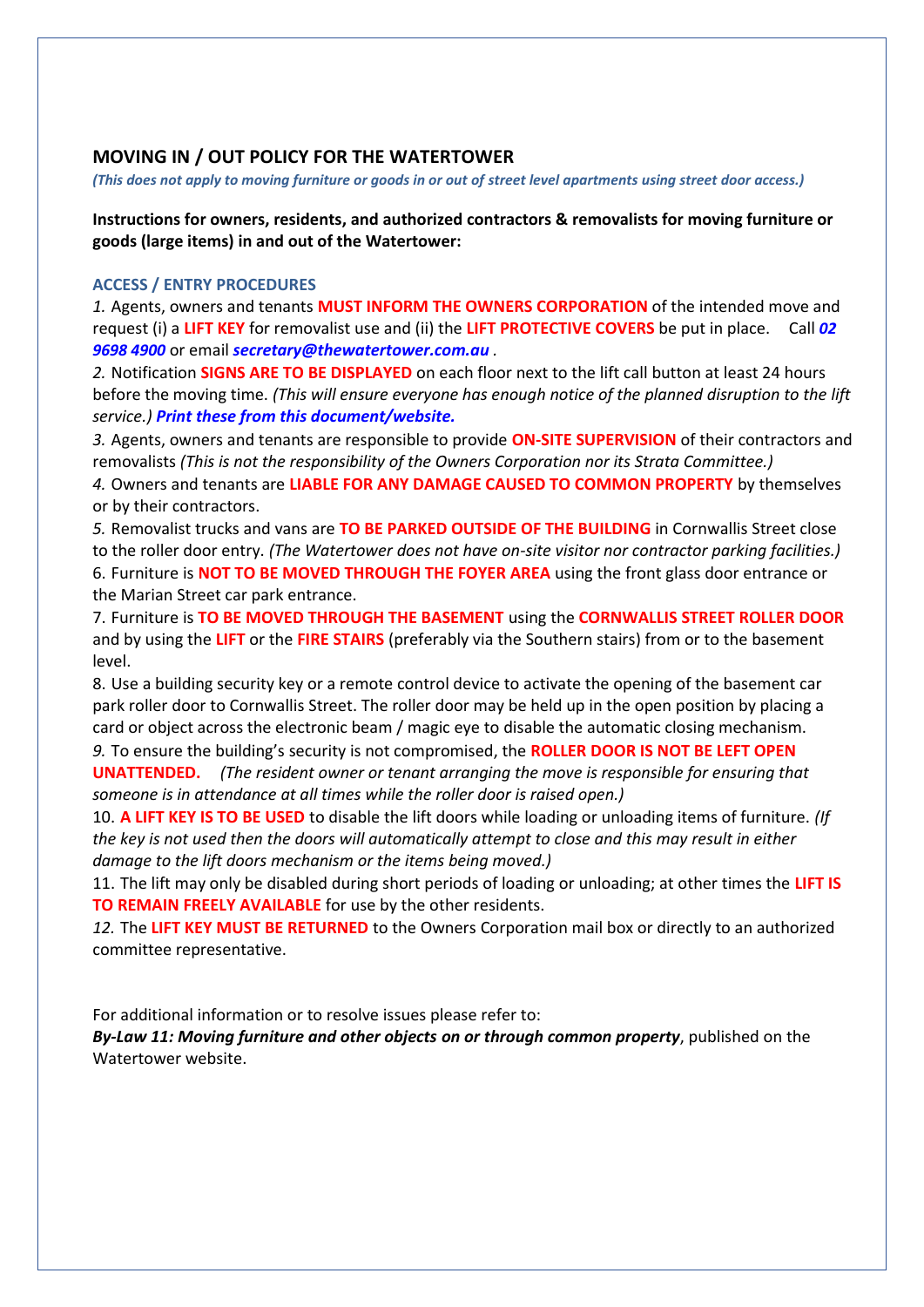## MOVING IN / OUT POLICY FOR THE WATERTOWER

***(This does not apply to moving furniture or goods in or out of street level apartments using street door access.)***

**Instructions for owners, residents, and authorized contractors & removalists for moving furniture or goods (large items) in and out of the Watertower:**

### ACCESS / ENTRY PROCEDURES

*1.* Agents, owners and tenants **MUST INFORM THE OWNERS CORPORATION** of the intended move and request (i) a **LIFT KEY** for removalist use and (ii) the **LIFT PROTECTIVE COVERS** be put in place. Call ***02 9698 4900*** or email ***secretary@thewatertower.com.au*** .

*2.* Notification **SIGNS ARE TO BE DISPLAYED** on each floor next to the lift call button at least 24 hours before the moving time. *(This will ensure everyone has enough notice of the planned disruption to the lift service.)* ***Print these from this document/website.***

*3.* Agents, owners and tenants are responsible to provide **ON-SITE SUPERVISION** of their contractors and removalists *(This is not the responsibility of the Owners Corporation nor its Strata Committee.)*

*4.* Owners and tenants are **LIABLE FOR ANY DAMAGE CAUSED TO COMMON PROPERTY** by themselves or by their contractors.

*5.* Removalist trucks and vans are **TO BE PARKED OUTSIDE OF THE BUILDING** in Cornwallis Street close to the roller door entry. *(The Watertower does not have on-site visitor nor contractor parking facilities.)*

6. Furniture is **NOT TO BE MOVED THROUGH THE FOYER AREA** using the front glass door entrance or the Marian Street car park entrance.

7. Furniture is **TO BE MOVED THROUGH THE BASEMENT** using the **CORNWALLIS STREET ROLLER DOOR** and by using the **LIFT** or the **FIRE STAIRS** (preferably via the Southern stairs) from or to the basement level.

8. Use a building security key or a remote control device to activate the opening of the basement car park roller door to Cornwallis Street. The roller door may be held up in the open position by placing a card or object across the electronic beam / magic eye to disable the automatic closing mechanism.

*9.* To ensure the building's security is not compromised, the **ROLLER DOOR IS NOT BE LEFT OPEN UNATTENDED.** *(The resident owner or tenant arranging the move is responsible for ensuring that someone is in attendance at all times while the roller door is raised open.)*

10. **A LIFT KEY IS TO BE USED** to disable the lift doors while loading or unloading items of furniture. *(If the key is not used then the doors will automatically attempt to close and this may result in either damage to the lift doors mechanism or the items being moved.)*

11. The lift may only be disabled during short periods of loading or unloading; at other times the **LIFT IS TO REMAIN FREELY AVAILABLE** for use by the other residents.

*12.* The **LIFT KEY MUST BE RETURNED** to the Owners Corporation mail box or directly to an authorized committee representative.

For additional information or to resolve issues please refer to:
***By-Law 11: Moving furniture and other objects on or through common property***, published on the Watertower website.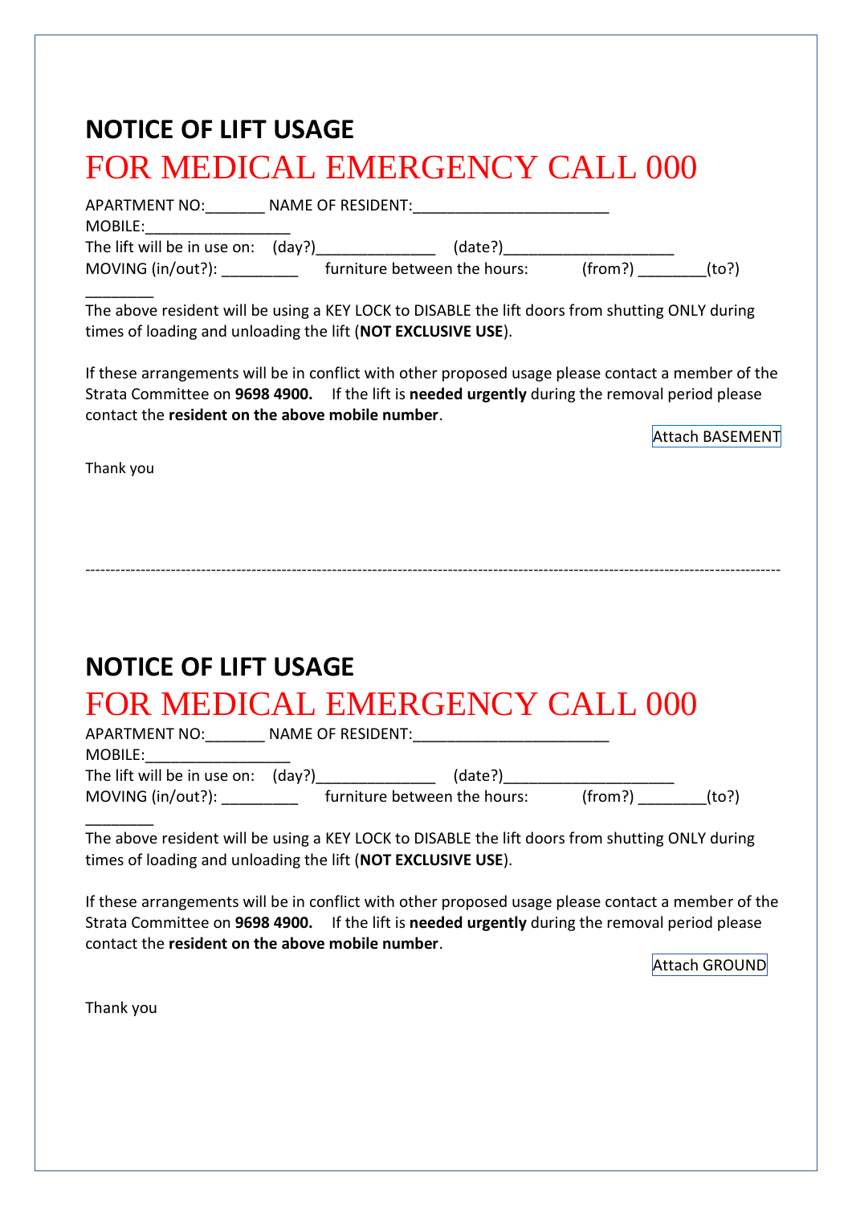# NOTICE OF LIFT USAGE

## FOR MEDICAL EMERGENCY CALL 000

APARTMENT NO:_______ NAME OF RESIDENT:_______________________
MOBILE:_________________
The lift will be in use on: (day?)______________ (date?)____________________
MOVING (in/out?): _________ furniture between the hours: (from?) ________(to?) ________

The above resident will be using a KEY LOCK to DISABLE the lift doors from shutting ONLY during times of loading and unloading the lift (**NOT EXCLUSIVE USE**).

If these arrangements will be in conflict with other proposed usage please contact a member of the Strata Committee on **9698 4900.** If the lift is **needed urgently** during the removal period please contact the **resident on the above mobile number**.

Attach BASEMENT

Thank you

---

# NOTICE OF LIFT USAGE

## FOR MEDICAL EMERGENCY CALL 000

APARTMENT NO:_______ NAME OF RESIDENT:_______________________
MOBILE:_________________
The lift will be in use on: (day?)______________ (date?)____________________
MOVING (in/out?): _________ furniture between the hours: (from?) ________(to?) ________

The above resident will be using a KEY LOCK to DISABLE the lift doors from shutting ONLY during times of loading and unloading the lift (**NOT EXCLUSIVE USE**).

If these arrangements will be in conflict with other proposed usage please contact a member of the Strata Committee on **9698 4900.** If the lift is **needed urgently** during the removal period please contact the **resident on the above mobile number**.

Attach GROUND

Thank you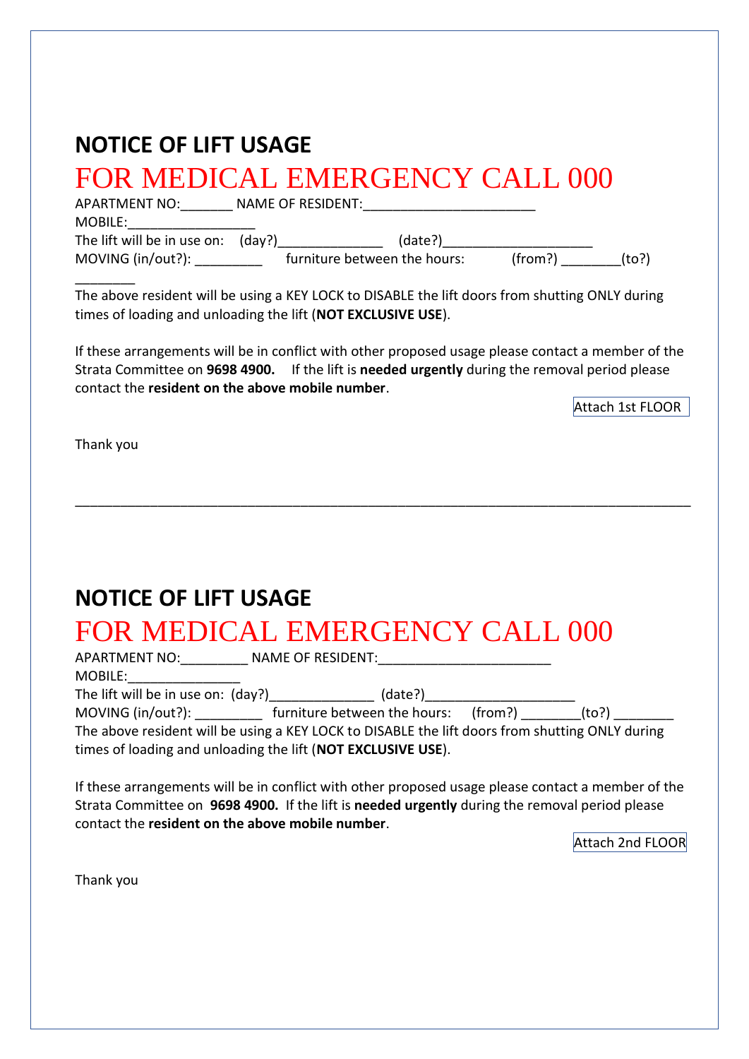# NOTICE OF LIFT USAGE

## FOR MEDICAL EMERGENCY CALL 000

APARTMENT NO:_______ NAME OF RESIDENT:______________________
MOBILE:________________
The lift will be in use on: (day?)_____________ (date?)___________________
MOVING (in/out?): _________ furniture between the hours: (from?) ________(to?) ________
The above resident will be using a KEY LOCK to DISABLE the lift doors from shutting ONLY during times of loading and unloading the lift (**NOT EXCLUSIVE USE**).

If these arrangements will be in conflict with other proposed usage please contact a member of the Strata Committee on **9698 4900.** If the lift is **needed urgently** during the removal period please contact the **resident on the above mobile number**.

Attach 1st FLOOR

Thank you

---

# NOTICE OF LIFT USAGE

## FOR MEDICAL EMERGENCY CALL 000

APARTMENT NO:_________ NAME OF RESIDENT:______________________
MOBILE:_______________
The lift will be in use on: (day?)_____________ (date?)___________________
MOVING (in/out?): _________ furniture between the hours: (from?) ________(to?) ________
The above resident will be using a KEY LOCK to DISABLE the lift doors from shutting ONLY during times of loading and unloading the lift (**NOT EXCLUSIVE USE**).

If these arrangements will be in conflict with other proposed usage please contact a member of the Strata Committee on **9698 4900.** If the lift is **needed urgently** during the removal period please contact the **resident on the above mobile number**.

Attach 2nd FLOOR

Thank you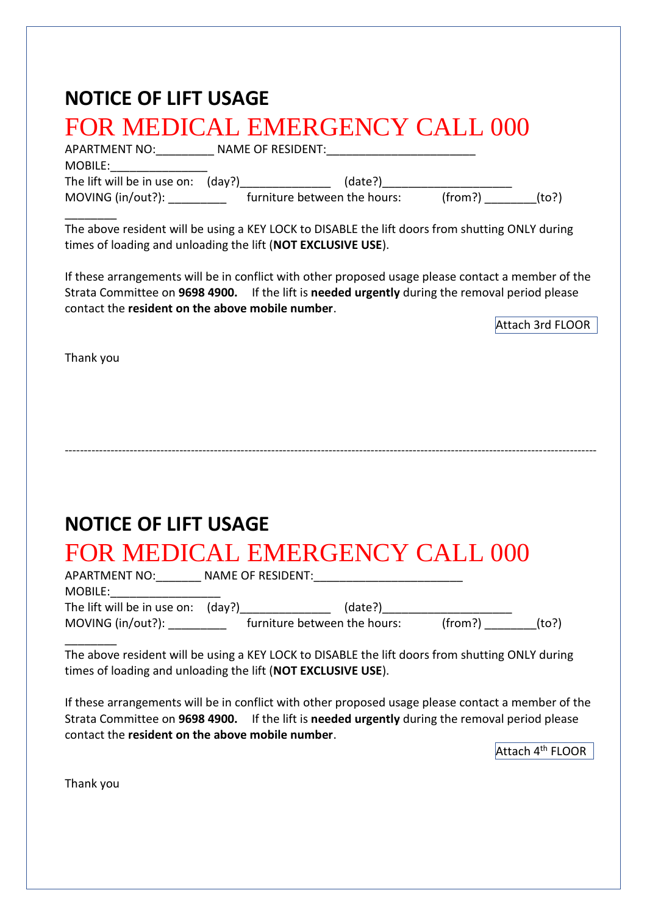# NOTICE OF LIFT USAGE

## FOR MEDICAL EMERGENCY CALL 000

APARTMENT NO:_________ NAME OF RESIDENT:_______________________
MOBILE:_______________
The lift will be in use on: (day?)______________ (date?)____________________
MOVING (in/out?): _________ furniture between the hours: (from?) ________(to?) ________

The above resident will be using a KEY LOCK to DISABLE the lift doors from shutting ONLY during times of loading and unloading the lift (**NOT EXCLUSIVE USE**).

If these arrangements will be in conflict with other proposed usage please contact a member of the Strata Committee on **9698 4900.** If the lift is **needed urgently** during the removal period please contact the **resident on the above mobile number**.

Attach 3rd FLOOR

Thank you

---

# NOTICE OF LIFT USAGE

## FOR MEDICAL EMERGENCY CALL 000

APARTMENT NO:_______ NAME OF RESIDENT:_______________________
MOBILE:_________________
The lift will be in use on: (day?)______________ (date?)____________________
MOVING (in/out?): _________ furniture between the hours: (from?) ________(to?) ________

The above resident will be using a KEY LOCK to DISABLE the lift doors from shutting ONLY during times of loading and unloading the lift (**NOT EXCLUSIVE USE**).

If these arrangements will be in conflict with other proposed usage please contact a member of the Strata Committee on **9698 4900.** If the lift is **needed urgently** during the removal period please contact the **resident on the above mobile number**.

Attach 4th FLOOR

Thank you